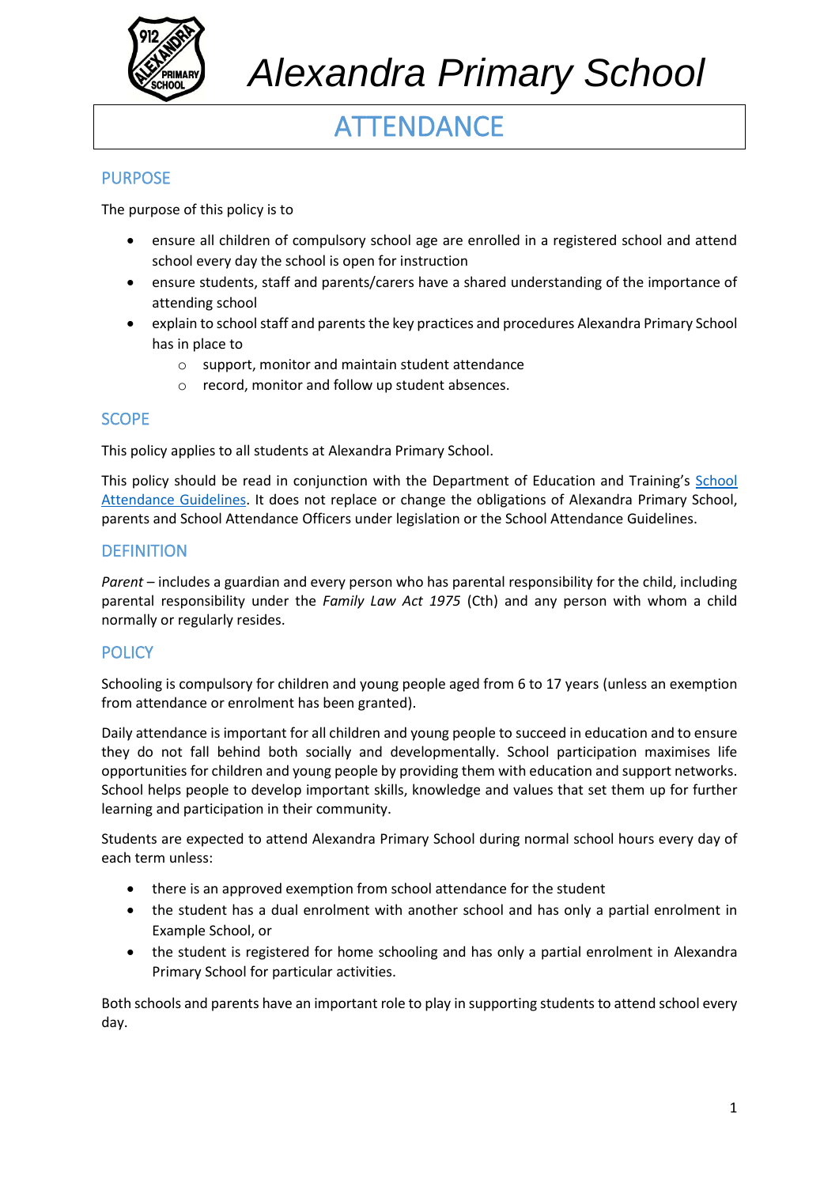# Alexandra Primary School

## ATTENDANCE

### PURPOSE

The purpose of this policy is to

- ensure all children of compulsory school age are enrolled in a registered school and attend school every day the school is open for instruction
- ensure students, staff and parents/carers have a shared understanding of the importance of attending school
- explain to school staff and parents the key practices and procedures Alexandra Primary School has in place to
    - support, monitor and maintain student attendance
    - record, monitor and follow up student absences.

### SCOPE

This policy applies to all students at Alexandra Primary School.

This policy should be read in conjunction with the Department of Education and Training's School Attendance Guidelines. It does not replace or change the obligations of Alexandra Primary School, parents and School Attendance Officers under legislation or the School Attendance Guidelines.

### DEFINITION

*Parent* – includes a guardian and every person who has parental responsibility for the child, including parental responsibility under the *Family Law Act 1975* (Cth) and any person with whom a child normally or regularly resides.

### POLICY

Schooling is compulsory for children and young people aged from 6 to 17 years (unless an exemption from attendance or enrolment has been granted).

Daily attendance is important for all children and young people to succeed in education and to ensure they do not fall behind both socially and developmentally. School participation maximises life opportunities for children and young people by providing them with education and support networks. School helps people to develop important skills, knowledge and values that set them up for further learning and participation in their community.

Students are expected to attend Alexandra Primary School during normal school hours every day of each term unless:

- there is an approved exemption from school attendance for the student
- the student has a dual enrolment with another school and has only a partial enrolment in Example School, or
- the student is registered for home schooling and has only a partial enrolment in Alexandra Primary School for particular activities.

Both schools and parents have an important role to play in supporting students to attend school every day.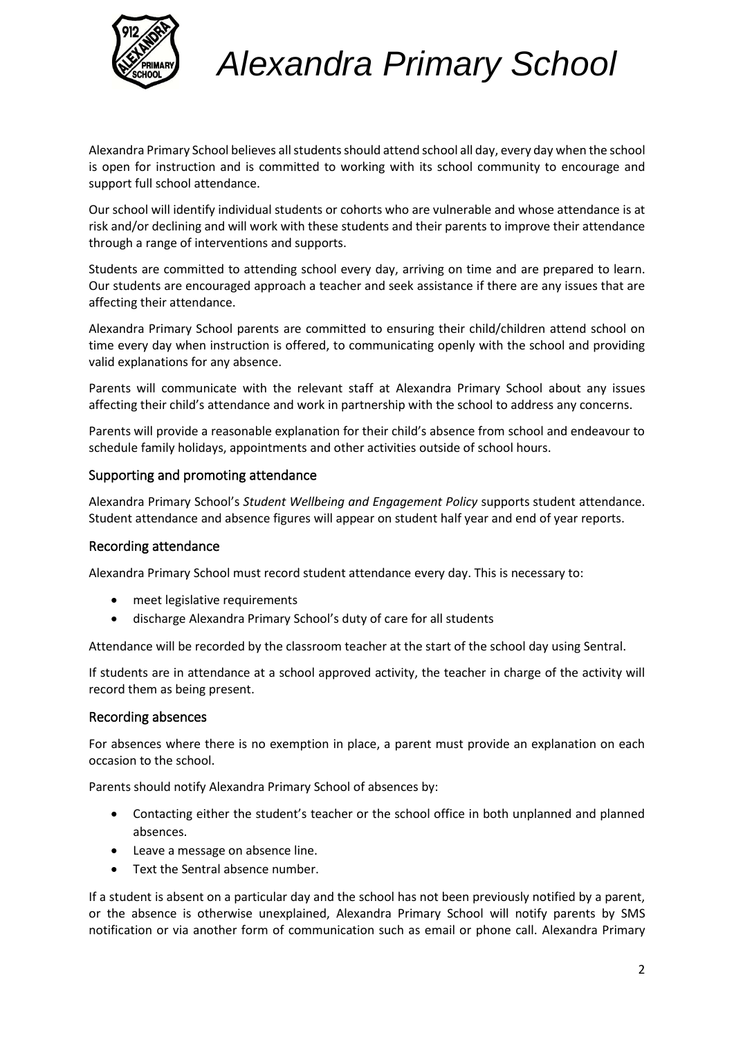Alexandra Primary School believes all students should attend school all day, every day when the school is open for instruction and is committed to working with its school community to encourage and support full school attendance.

Our school will identify individual students or cohorts who are vulnerable and whose attendance is at risk and/or declining and will work with these students and their parents to improve their attendance through a range of interventions and supports.

Students are committed to attending school every day, arriving on time and are prepared to learn. Our students are encouraged approach a teacher and seek assistance if there are any issues that are affecting their attendance.

Alexandra Primary School parents are committed to ensuring their child/children attend school on time every day when instruction is offered, to communicating openly with the school and providing valid explanations for any absence.

Parents will communicate with the relevant staff at Alexandra Primary School about any issues affecting their child's attendance and work in partnership with the school to address any concerns.

Parents will provide a reasonable explanation for their child's absence from school and endeavour to schedule family holidays, appointments and other activities outside of school hours.

## Supporting and promoting attendance

Alexandra Primary School's *Student Wellbeing and Engagement Policy* supports student attendance. Student attendance and absence figures will appear on student half year and end of year reports.

## Recording attendance

Alexandra Primary School must record student attendance every day. This is necessary to:

- meet legislative requirements
- discharge Alexandra Primary School's duty of care for all students

Attendance will be recorded by the classroom teacher at the start of the school day using Sentral.

If students are in attendance at a school approved activity, the teacher in charge of the activity will record them as being present.

## Recording absences

For absences where there is no exemption in place, a parent must provide an explanation on each occasion to the school.

Parents should notify Alexandra Primary School of absences by:

- Contacting either the student's teacher or the school office in both unplanned and planned absences.
- Leave a message on absence line.
- Text the Sentral absence number.

If a student is absent on a particular day and the school has not been previously notified by a parent, or the absence is otherwise unexplained, Alexandra Primary School will notify parents by SMS notification or via another form of communication such as email or phone call. Alexandra Primary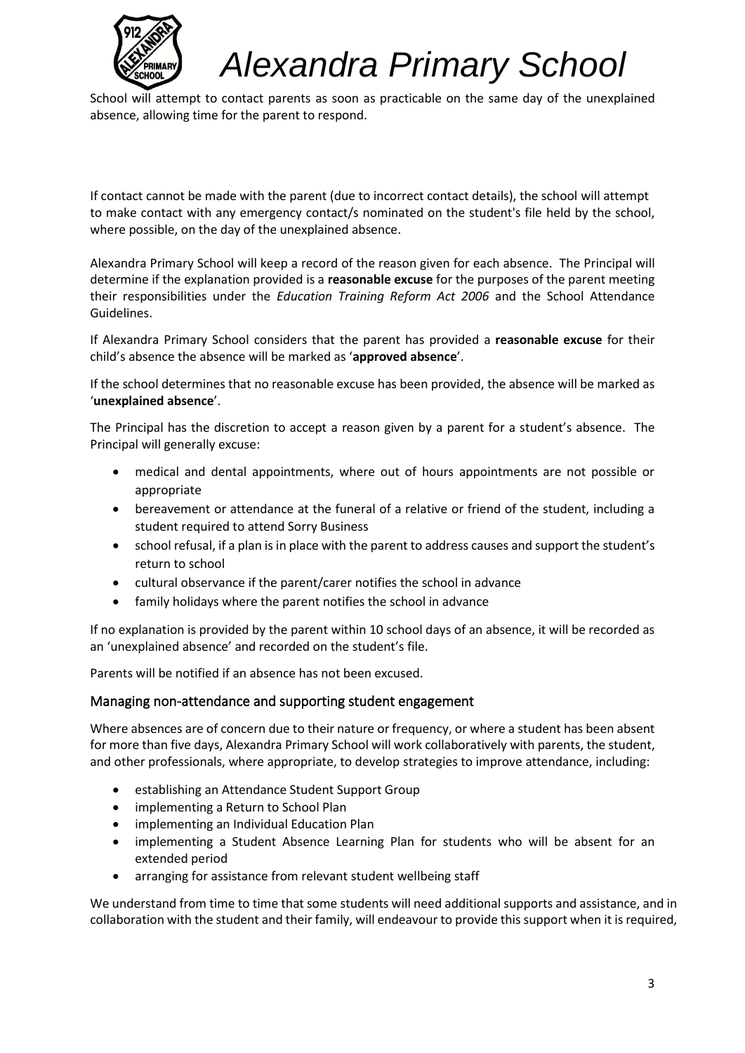School will attempt to contact parents as soon as practicable on the same day of the unexplained absence, allowing time for the parent to respond.

If contact cannot be made with the parent (due to incorrect contact details), the school will attempt to make contact with any emergency contact/s nominated on the student's file held by the school, where possible, on the day of the unexplained absence.

Alexandra Primary School will keep a record of the reason given for each absence. The Principal will determine if the explanation provided is a **reasonable excuse** for the purposes of the parent meeting their responsibilities under the *Education Training Reform Act 2006* and the School Attendance Guidelines.

If Alexandra Primary School considers that the parent has provided a **reasonable excuse** for their child's absence the absence will be marked as '**approved absence**'.

If the school determines that no reasonable excuse has been provided, the absence will be marked as '**unexplained absence**'.

The Principal has the discretion to accept a reason given by a parent for a student's absence. The Principal will generally excuse:

- medical and dental appointments, where out of hours appointments are not possible or appropriate
- bereavement or attendance at the funeral of a relative or friend of the student, including a student required to attend Sorry Business
- school refusal, if a plan is in place with the parent to address causes and support the student's return to school
- cultural observance if the parent/carer notifies the school in advance
- family holidays where the parent notifies the school in advance

If no explanation is provided by the parent within 10 school days of an absence, it will be recorded as an 'unexplained absence' and recorded on the student's file.

Parents will be notified if an absence has not been excused.

### Managing non-attendance and supporting student engagement

Where absences are of concern due to their nature or frequency, or where a student has been absent for more than five days, Alexandra Primary School will work collaboratively with parents, the student, and other professionals, where appropriate, to develop strategies to improve attendance, including:

- establishing an Attendance Student Support Group
- implementing a Return to School Plan
- implementing an Individual Education Plan
- implementing a Student Absence Learning Plan for students who will be absent for an extended period
- arranging for assistance from relevant student wellbeing staff

We understand from time to time that some students will need additional supports and assistance, and in collaboration with the student and their family, will endeavour to provide this support when it is required,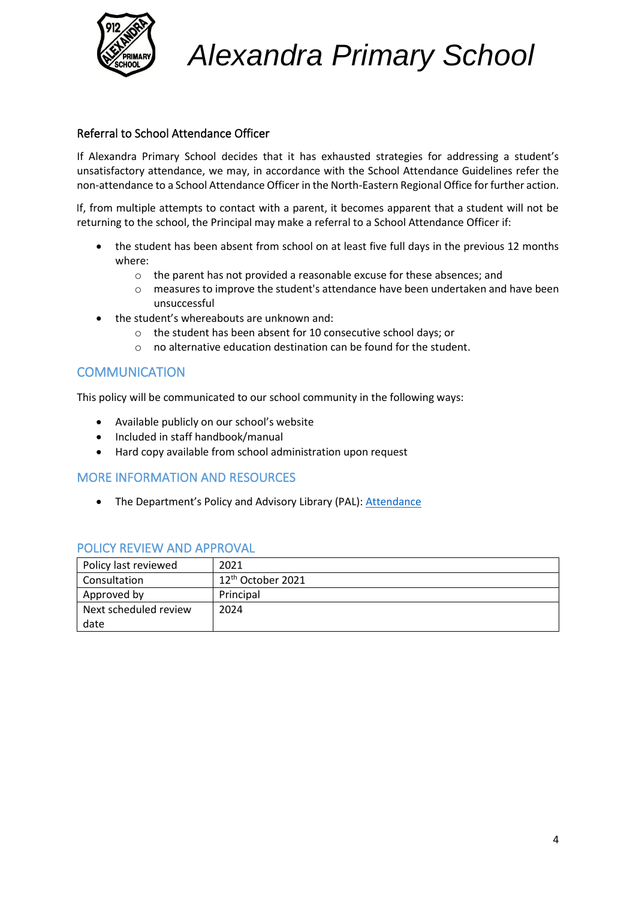### Referral to School Attendance Officer

If Alexandra Primary School decides that it has exhausted strategies for addressing a student's unsatisfactory attendance, we may, in accordance with the School Attendance Guidelines refer the non-attendance to a School Attendance Officer in the North-Eastern Regional Office for further action.

If, from multiple attempts to contact with a parent, it becomes apparent that a student will not be returning to the school, the Principal may make a referral to a School Attendance Officer if:

- the student has been absent from school on at least five full days in the previous 12 months where:
  - the parent has not provided a reasonable excuse for these absences; and
  - measures to improve the student's attendance have been undertaken and have been unsuccessful
- the student's whereabouts are unknown and:
  - the student has been absent for 10 consecutive school days; or
  - no alternative education destination can be found for the student.

## COMMUNICATION

This policy will be communicated to our school community in the following ways:

- Available publicly on our school's website
- Included in staff handbook/manual
- Hard copy available from school administration upon request

## MORE INFORMATION AND RESOURCES

- The Department's Policy and Advisory Library (PAL): Attendance

## POLICY REVIEW AND APPROVAL

| | |
|---|---|
| Policy last reviewed | 2021 |
| Consultation | 12th October 2021 |
| Approved by | Principal |
| Next scheduled review date | 2024 |